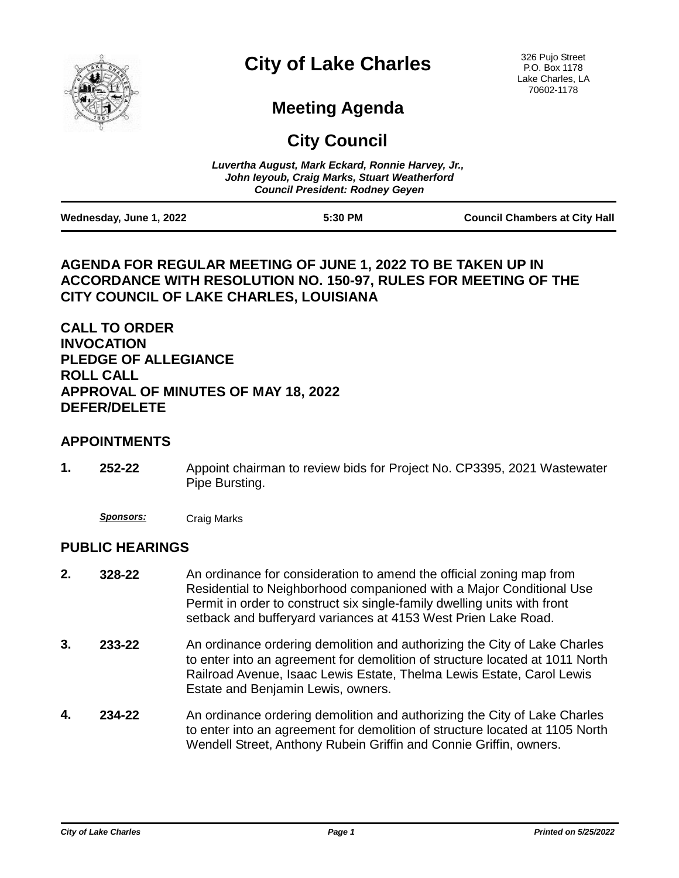# City of Lake Charles

326 Pujo Street
P.O. Box 1178
Lake Charles, LA
70602-1178

## Meeting Agenda

## City Council

*Luvertha August, Mark Eckard, Ronnie Harvey, Jr., John Ieyoub, Craig Marks, Stuart Weatherford*
*Council President: Rodney Geyen*

| Wednesday, June 1, 2022 | 5:30 PM | Council Chambers at City Hall |
|---|---|---|

### AGENDA FOR REGULAR MEETING OF JUNE 1, 2022 TO BE TAKEN UP IN ACCORDANCE WITH RESOLUTION NO. 150-97, RULES FOR MEETING OF THE CITY COUNCIL OF LAKE CHARLES, LOUISIANA

**CALL TO ORDER**
**INVOCATION**
**PLEDGE OF ALLEGIANCE**
**ROLL CALL**
**APPROVAL OF MINUTES OF MAY 18, 2022**
**DEFER/DELETE**

### APPOINTMENTS

**1. 252-22** Appoint chairman to review bids for Project No. CP3395, 2021 Wastewater Pipe Bursting.

*Sponsors:* Craig Marks

### PUBLIC HEARINGS

**2. 328-22** An ordinance for consideration to amend the official zoning map from Residential to Neighborhood companioned with a Major Conditional Use Permit in order to construct six single-family dwelling units with front setback and bufferyard variances at 4153 West Prien Lake Road.

**3. 233-22** An ordinance ordering demolition and authorizing the City of Lake Charles to enter into an agreement for demolition of structure located at 1011 North Railroad Avenue, Isaac Lewis Estate, Thelma Lewis Estate, Carol Lewis Estate and Benjamin Lewis, owners.

**4. 234-22** An ordinance ordering demolition and authorizing the City of Lake Charles to enter into an agreement for demolition of structure located at 1105 North Wendell Street, Anthony Rubein Griffin and Connie Griffin, owners.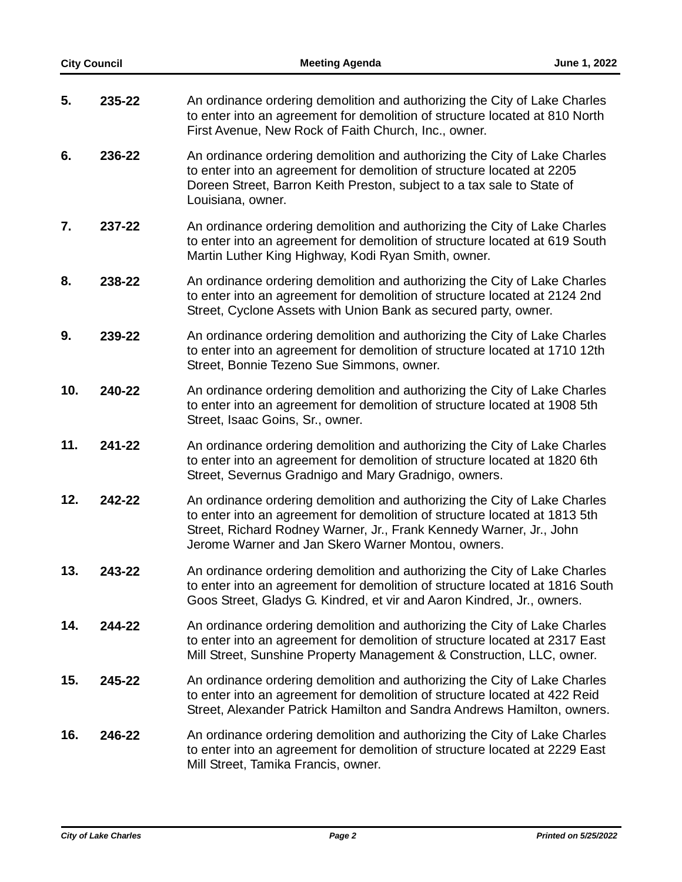**5.** **235-22** An ordinance ordering demolition and authorizing the City of Lake Charles to enter into an agreement for demolition of structure located at 810 North First Avenue, New Rock of Faith Church, Inc., owner.

**6.** **236-22** An ordinance ordering demolition and authorizing the City of Lake Charles to enter into an agreement for demolition of structure located at 2205 Doreen Street, Barron Keith Preston, subject to a tax sale to State of Louisiana, owner.

**7.** **237-22** An ordinance ordering demolition and authorizing the City of Lake Charles to enter into an agreement for demolition of structure located at 619 South Martin Luther King Highway, Kodi Ryan Smith, owner.

**8.** **238-22** An ordinance ordering demolition and authorizing the City of Lake Charles to enter into an agreement for demolition of structure located at 2124 2nd Street, Cyclone Assets with Union Bank as secured party, owner.

**9.** **239-22** An ordinance ordering demolition and authorizing the City of Lake Charles to enter into an agreement for demolition of structure located at 1710 12th Street, Bonnie Tezeno Sue Simmons, owner.

**10.** **240-22** An ordinance ordering demolition and authorizing the City of Lake Charles to enter into an agreement for demolition of structure located at 1908 5th Street, Isaac Goins, Sr., owner.

**11.** **241-22** An ordinance ordering demolition and authorizing the City of Lake Charles to enter into an agreement for demolition of structure located at 1820 6th Street, Severnus Gradnigo and Mary Gradnigo, owners.

**12.** **242-22** An ordinance ordering demolition and authorizing the City of Lake Charles to enter into an agreement for demolition of structure located at 1813 5th Street, Richard Rodney Warner, Jr., Frank Kennedy Warner, Jr., John Jerome Warner and Jan Skero Warner Montou, owners.

**13.** **243-22** An ordinance ordering demolition and authorizing the City of Lake Charles to enter into an agreement for demolition of structure located at 1816 South Goos Street, Gladys G. Kindred, et vir and Aaron Kindred, Jr., owners.

**14.** **244-22** An ordinance ordering demolition and authorizing the City of Lake Charles to enter into an agreement for demolition of structure located at 2317 East Mill Street, Sunshine Property Management & Construction, LLC, owner.

**15.** **245-22** An ordinance ordering demolition and authorizing the City of Lake Charles to enter into an agreement for demolition of structure located at 422 Reid Street, Alexander Patrick Hamilton and Sandra Andrews Hamilton, owners.

**16.** **246-22** An ordinance ordering demolition and authorizing the City of Lake Charles to enter into an agreement for demolition of structure located at 2229 East Mill Street, Tamika Francis, owner.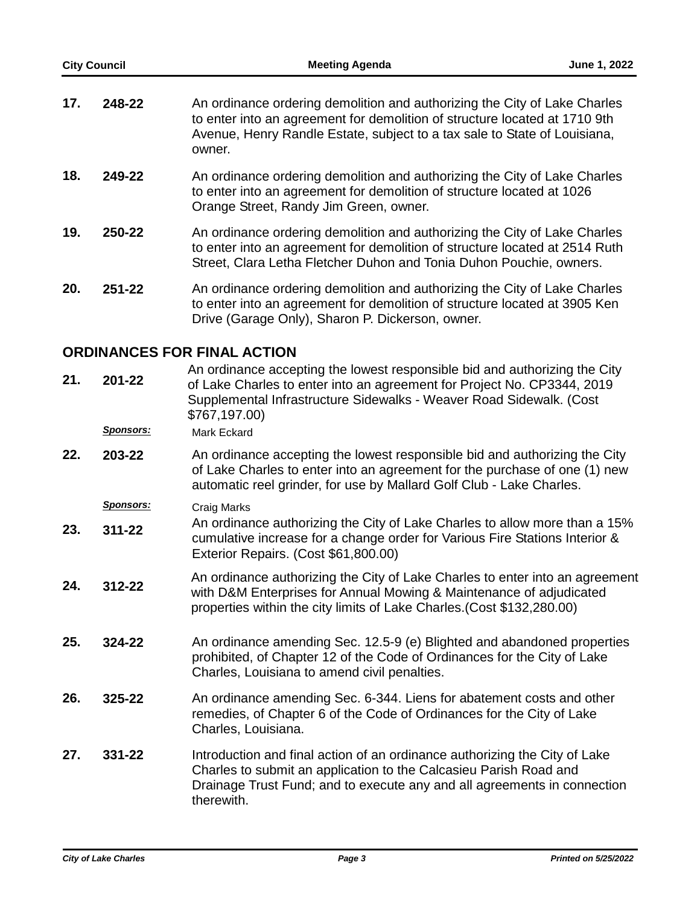**17.** **248-22** An ordinance ordering demolition and authorizing the City of Lake Charles to enter into an agreement for demolition of structure located at 1710 9th Avenue, Henry Randle Estate, subject to a tax sale to State of Louisiana, owner.

**18.** **249-22** An ordinance ordering demolition and authorizing the City of Lake Charles to enter into an agreement for demolition of structure located at 1026 Orange Street, Randy Jim Green, owner.

**19.** **250-22** An ordinance ordering demolition and authorizing the City of Lake Charles to enter into an agreement for demolition of structure located at 2514 Ruth Street, Clara Letha Fletcher Duhon and Tonia Duhon Pouchie, owners.

**20.** **251-22** An ordinance ordering demolition and authorizing the City of Lake Charles to enter into an agreement for demolition of structure located at 3905 Ken Drive (Garage Only), Sharon P. Dickerson, owner.

## ORDINANCES FOR FINAL ACTION

**21.** **201-22** An ordinance accepting the lowest responsible bid and authorizing the City of Lake Charles to enter into an agreement for Project No. CP3344, 2019 Supplemental Infrastructure Sidewalks - Weaver Road Sidewalk. (Cost $767,197.00)

*Sponsors:* Mark Eckard

**22.** **203-22** An ordinance accepting the lowest responsible bid and authorizing the City of Lake Charles to enter into an agreement for the purchase of one (1) new automatic reel grinder, for use by Mallard Golf Club - Lake Charles.

*Sponsors:* Craig Marks

**23.** **311-22** An ordinance authorizing the City of Lake Charles to allow more than a 15% cumulative increase for a change order for Various Fire Stations Interior & Exterior Repairs. (Cost $61,800.00)

**24.** **312-22** An ordinance authorizing the City of Lake Charles to enter into an agreement with D&M Enterprises for Annual Mowing & Maintenance of adjudicated properties within the city limits of Lake Charles.(Cost $132,280.00)

**25.** **324-22** An ordinance amending Sec. 12.5-9 (e) Blighted and abandoned properties prohibited, of Chapter 12 of the Code of Ordinances for the City of Lake Charles, Louisiana to amend civil penalties.

**26.** **325-22** An ordinance amending Sec. 6-344. Liens for abatement costs and other remedies, of Chapter 6 of the Code of Ordinances for the City of Lake Charles, Louisiana.

**27.** **331-22** Introduction and final action of an ordinance authorizing the City of Lake Charles to submit an application to the Calcasieu Parish Road and Drainage Trust Fund; and to execute any and all agreements in connection therewith.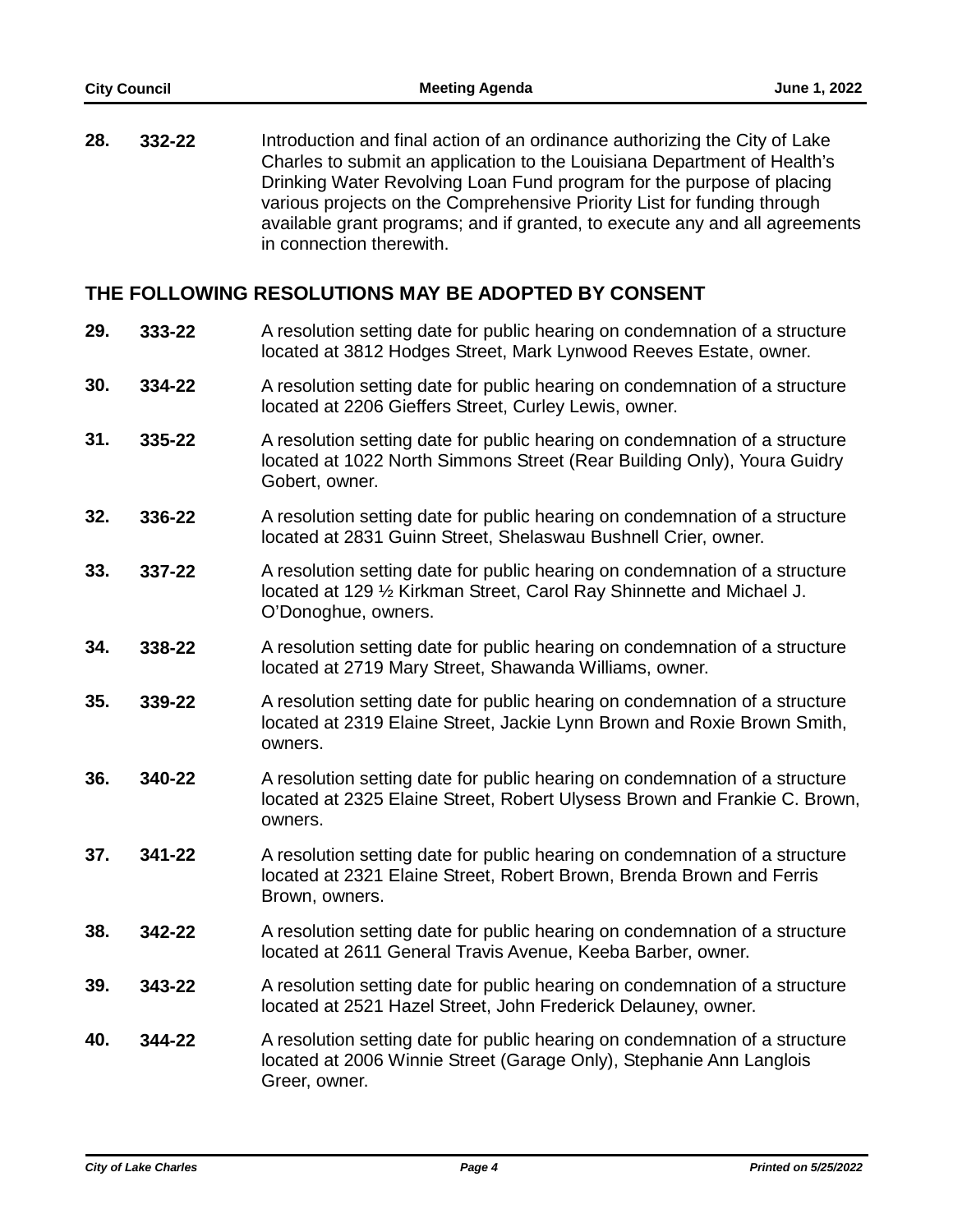**28.** **332-22** Introduction and final action of an ordinance authorizing the City of Lake Charles to submit an application to the Louisiana Department of Health's Drinking Water Revolving Loan Fund program for the purpose of placing various projects on the Comprehensive Priority List for funding through available grant programs; and if granted, to execute any and all agreements in connection therewith.

## THE FOLLOWING RESOLUTIONS MAY BE ADOPTED BY CONSENT

**29.** **333-22** A resolution setting date for public hearing on condemnation of a structure located at 3812 Hodges Street, Mark Lynwood Reeves Estate, owner.

**30.** **334-22** A resolution setting date for public hearing on condemnation of a structure located at 2206 Gieffers Street, Curley Lewis, owner.

**31.** **335-22** A resolution setting date for public hearing on condemnation of a structure located at 1022 North Simmons Street (Rear Building Only), Youra Guidry Gobert, owner.

**32.** **336-22** A resolution setting date for public hearing on condemnation of a structure located at 2831 Guinn Street, Shelaswau Bushnell Crier, owner.

**33.** **337-22** A resolution setting date for public hearing on condemnation of a structure located at 129 ½ Kirkman Street, Carol Ray Shinnette and Michael J. O'Donoghue, owners.

**34.** **338-22** A resolution setting date for public hearing on condemnation of a structure located at 2719 Mary Street, Shawanda Williams, owner.

**35.** **339-22** A resolution setting date for public hearing on condemnation of a structure located at 2319 Elaine Street, Jackie Lynn Brown and Roxie Brown Smith, owners.

**36.** **340-22** A resolution setting date for public hearing on condemnation of a structure located at 2325 Elaine Street, Robert Ulysess Brown and Frankie C. Brown, owners.

**37.** **341-22** A resolution setting date for public hearing on condemnation of a structure located at 2321 Elaine Street, Robert Brown, Brenda Brown and Ferris Brown, owners.

**38.** **342-22** A resolution setting date for public hearing on condemnation of a structure located at 2611 General Travis Avenue, Keeba Barber, owner.

**39.** **343-22** A resolution setting date for public hearing on condemnation of a structure located at 2521 Hazel Street, John Frederick Delauney, owner.

**40.** **344-22** A resolution setting date for public hearing on condemnation of a structure located at 2006 Winnie Street (Garage Only), Stephanie Ann Langlois Greer, owner.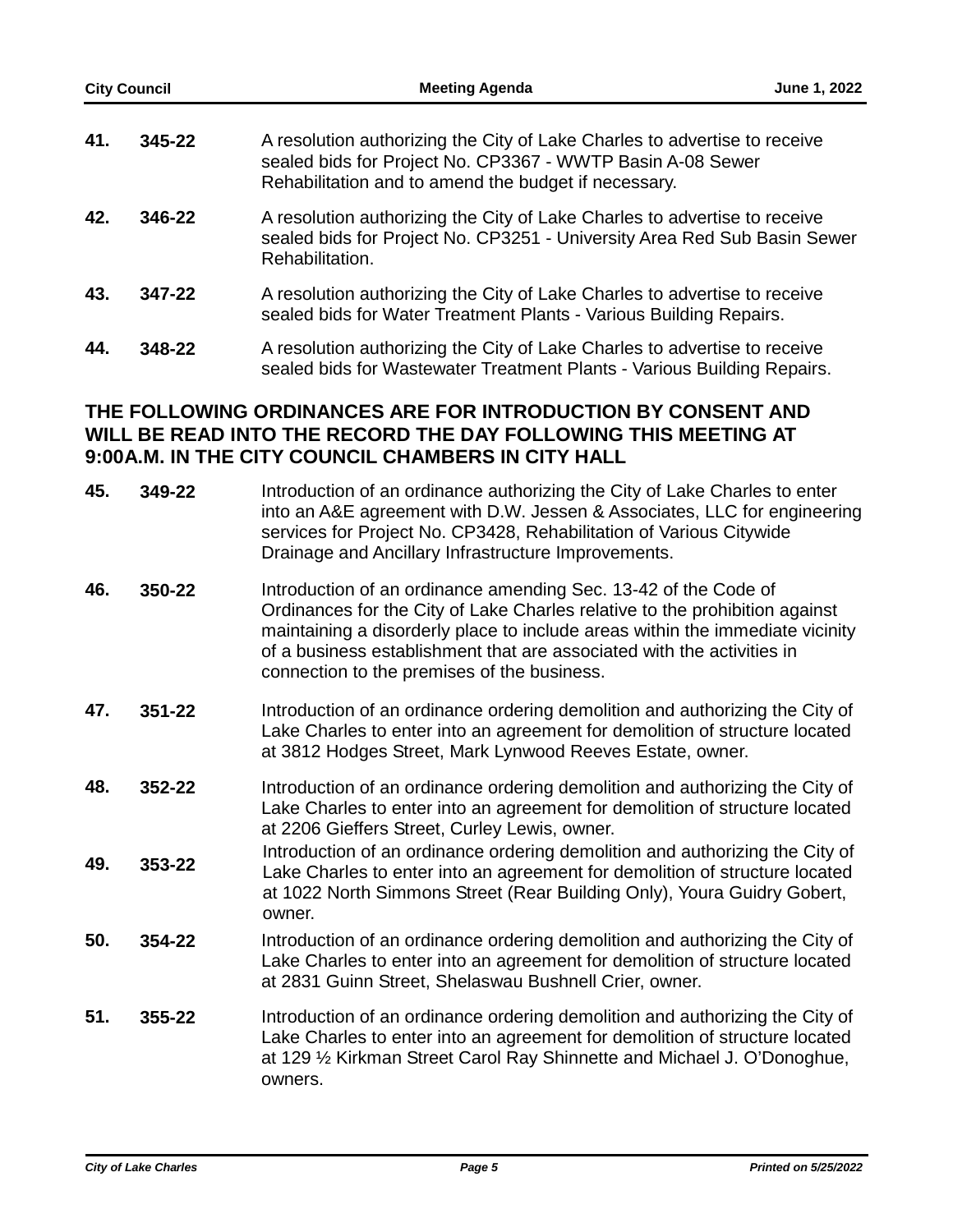**41.** **345-22** A resolution authorizing the City of Lake Charles to advertise to receive sealed bids for Project No. CP3367 - WWTP Basin A-08 Sewer Rehabilitation and to amend the budget if necessary.

**42.** **346-22** A resolution authorizing the City of Lake Charles to advertise to receive sealed bids for Project No. CP3251 - University Area Red Sub Basin Sewer Rehabilitation.

**43.** **347-22** A resolution authorizing the City of Lake Charles to advertise to receive sealed bids for Water Treatment Plants - Various Building Repairs.

**44.** **348-22** A resolution authorizing the City of Lake Charles to advertise to receive sealed bids for Wastewater Treatment Plants - Various Building Repairs.

## THE FOLLOWING ORDINANCES ARE FOR INTRODUCTION BY CONSENT AND WILL BE READ INTO THE RECORD THE DAY FOLLOWING THIS MEETING AT 9:00A.M. IN THE CITY COUNCIL CHAMBERS IN CITY HALL

**45.** **349-22** Introduction of an ordinance authorizing the City of Lake Charles to enter into an A&E agreement with D.W. Jessen & Associates, LLC for engineering services for Project No. CP3428, Rehabilitation of Various Citywide Drainage and Ancillary Infrastructure Improvements.

**46.** **350-22** Introduction of an ordinance amending Sec. 13-42 of the Code of Ordinances for the City of Lake Charles relative to the prohibition against maintaining a disorderly place to include areas within the immediate vicinity of a business establishment that are associated with the activities in connection to the premises of the business.

**47.** **351-22** Introduction of an ordinance ordering demolition and authorizing the City of Lake Charles to enter into an agreement for demolition of structure located at 3812 Hodges Street, Mark Lynwood Reeves Estate, owner.

**48.** **352-22** Introduction of an ordinance ordering demolition and authorizing the City of Lake Charles to enter into an agreement for demolition of structure located at 2206 Gieffers Street, Curley Lewis, owner.

**49.** **353-22** Introduction of an ordinance ordering demolition and authorizing the City of Lake Charles to enter into an agreement for demolition of structure located at 1022 North Simmons Street (Rear Building Only), Youra Guidry Gobert, owner.

**50.** **354-22** Introduction of an ordinance ordering demolition and authorizing the City of Lake Charles to enter into an agreement for demolition of structure located at 2831 Guinn Street, Shelaswau Bushnell Crier, owner.

**51.** **355-22** Introduction of an ordinance ordering demolition and authorizing the City of Lake Charles to enter into an agreement for demolition of structure located at 129 ½ Kirkman Street Carol Ray Shinnette and Michael J. O'Donoghue, owners.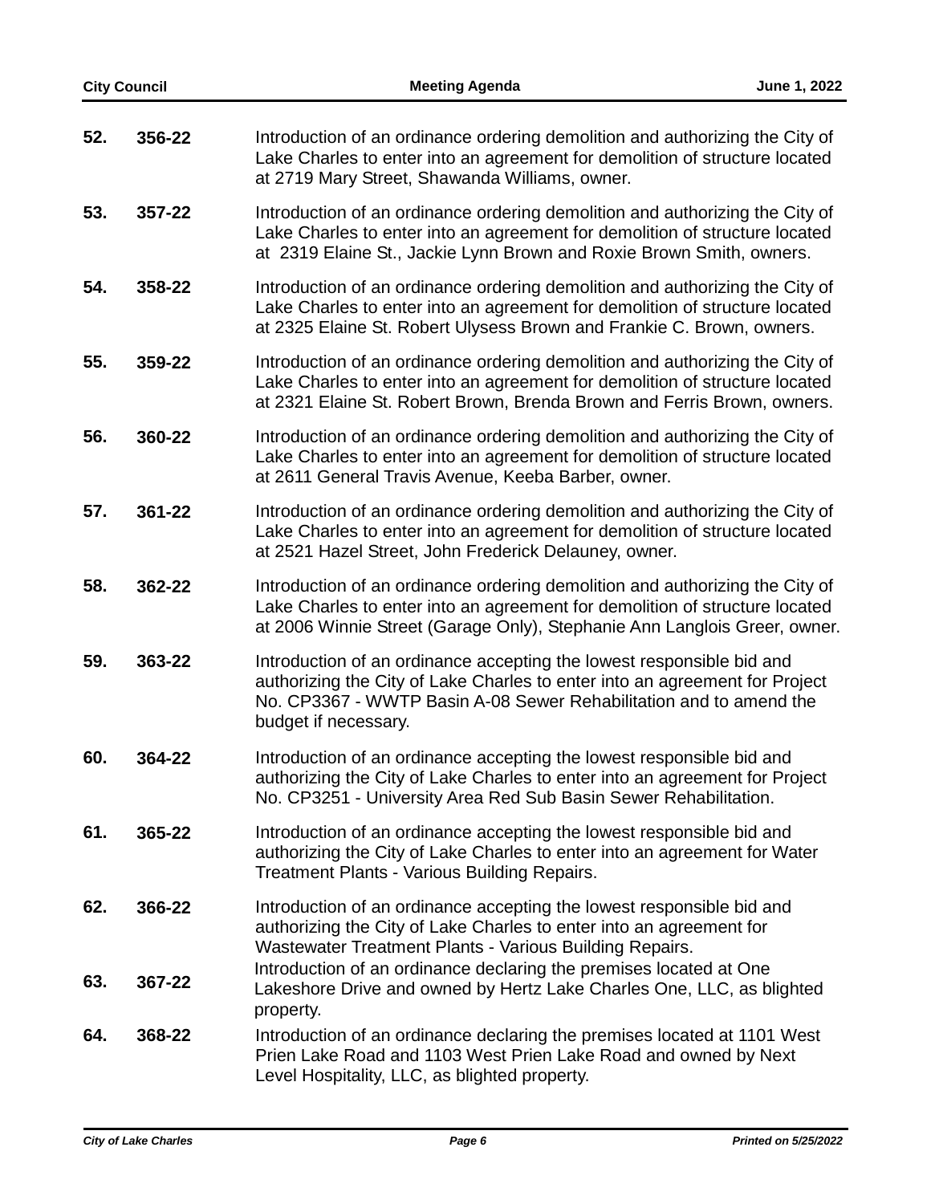| | | |
|---|---|---|
| **52.** | **356-22** | Introduction of an ordinance ordering demolition and authorizing the City of Lake Charles to enter into an agreement for demolition of structure located at 2719 Mary Street, Shawanda Williams, owner. |
| **53.** | **357-22** | Introduction of an ordinance ordering demolition and authorizing the City of Lake Charles to enter into an agreement for demolition of structure located at 2319 Elaine St., Jackie Lynn Brown and Roxie Brown Smith, owners. |
| **54.** | **358-22** | Introduction of an ordinance ordering demolition and authorizing the City of Lake Charles to enter into an agreement for demolition of structure located at 2325 Elaine St. Robert Ulysess Brown and Frankie C. Brown, owners. |
| **55.** | **359-22** | Introduction of an ordinance ordering demolition and authorizing the City of Lake Charles to enter into an agreement for demolition of structure located at 2321 Elaine St. Robert Brown, Brenda Brown and Ferris Brown, owners. |
| **56.** | **360-22** | Introduction of an ordinance ordering demolition and authorizing the City of Lake Charles to enter into an agreement for demolition of structure located at 2611 General Travis Avenue, Keeba Barber, owner. |
| **57.** | **361-22** | Introduction of an ordinance ordering demolition and authorizing the City of Lake Charles to enter into an agreement for demolition of structure located at 2521 Hazel Street, John Frederick Delauney, owner. |
| **58.** | **362-22** | Introduction of an ordinance ordering demolition and authorizing the City of Lake Charles to enter into an agreement for demolition of structure located at 2006 Winnie Street (Garage Only), Stephanie Ann Langlois Greer, owner. |
| **59.** | **363-22** | Introduction of an ordinance accepting the lowest responsible bid and authorizing the City of Lake Charles to enter into an agreement for Project No. CP3367 - WWTP Basin A-08 Sewer Rehabilitation and to amend the budget if necessary. |
| **60.** | **364-22** | Introduction of an ordinance accepting the lowest responsible bid and authorizing the City of Lake Charles to enter into an agreement for Project No. CP3251 - University Area Red Sub Basin Sewer Rehabilitation. |
| **61.** | **365-22** | Introduction of an ordinance accepting the lowest responsible bid and authorizing the City of Lake Charles to enter into an agreement for Water Treatment Plants - Various Building Repairs. |
| **62.** | **366-22** | Introduction of an ordinance accepting the lowest responsible bid and authorizing the City of Lake Charles to enter into an agreement for Wastewater Treatment Plants - Various Building Repairs. |
| **63.** | **367-22** | Introduction of an ordinance declaring the premises located at One Lakeshore Drive and owned by Hertz Lake Charles One, LLC, as blighted property. |
| **64.** | **368-22** | Introduction of an ordinance declaring the premises located at 1101 West Prien Lake Road and 1103 West Prien Lake Road and owned by Next Level Hospitality, LLC, as blighted property. |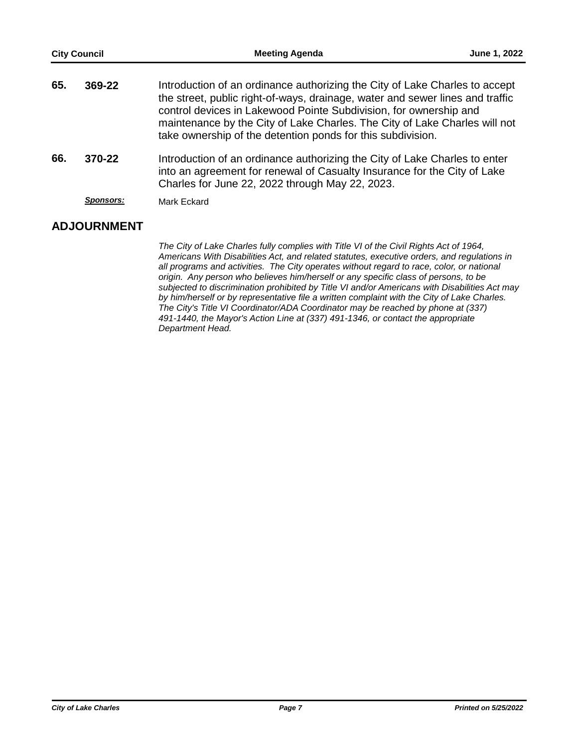**65.** **369-22** Introduction of an ordinance authorizing the City of Lake Charles to accept the street, public right-of-ways, drainage, water and sewer lines and traffic control devices in Lakewood Pointe Subdivision, for ownership and maintenance by the City of Lake Charles. The City of Lake Charles will not take ownership of the detention ponds for this subdivision.

**66.** **370-22** Introduction of an ordinance authorizing the City of Lake Charles to enter into an agreement for renewal of Casualty Insurance for the City of Lake Charles for June 22, 2022 through May 22, 2023.

***Sponsors:*** Mark Eckard

## ADJOURNMENT

*The City of Lake Charles fully complies with Title VI of the Civil Rights Act of 1964, Americans With Disabilities Act, and related statutes, executive orders, and regulations in all programs and activities. The City operates without regard to race, color, or national origin. Any person who believes him/herself or any specific class of persons, to be subjected to discrimination prohibited by Title VI and/or Americans with Disabilities Act may by him/herself or by representative file a written complaint with the City of Lake Charles. The City's Title VI Coordinator/ADA Coordinator may be reached by phone at (337) 491-1440, the Mayor's Action Line at (337) 491-1346, or contact the appropriate Department Head.*